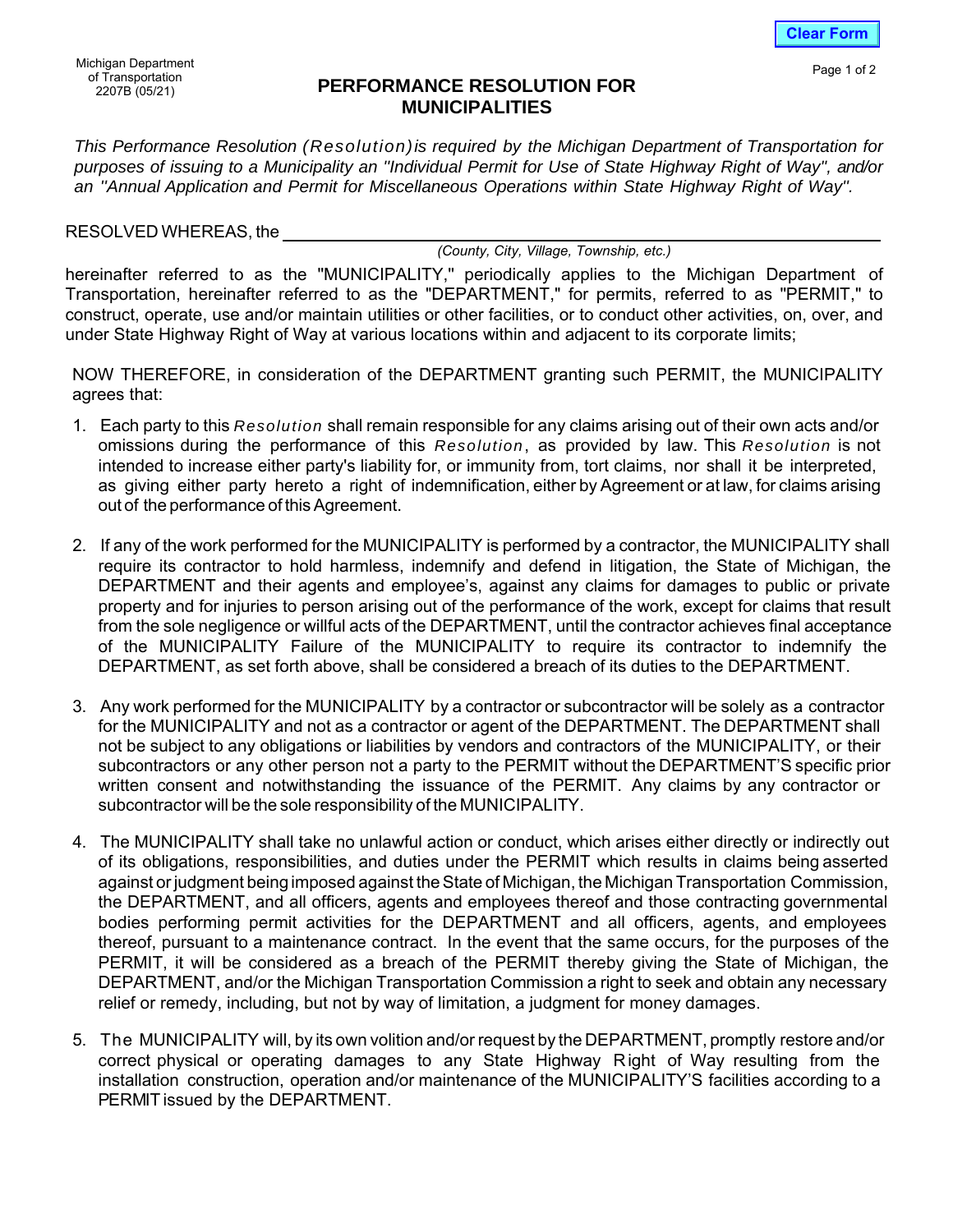Michigan Department of Transportation
2207B (05/21)

# PERFORMANCE RESOLUTION FOR MUNICIPALITIES

*This Performance Resolution (Resolution) is required by the Michigan Department of Transportation for purposes of issuing to a Municipality an "Individual Permit for Use of State Highway Right of Way", and/or an "Annual Application and Permit for Miscellaneous Operations within State Highway Right of Way".*

RESOLVED WHEREAS, the ____________________________________________
*(County, City, Village, Township, etc.)*

hereinafter referred to as the "MUNICIPALITY," periodically applies to the Michigan Department of Transportation, hereinafter referred to as the "DEPARTMENT," for permits, referred to as "PERMIT," to construct, operate, use and/or maintain utilities or other facilities, or to conduct other activities, on, over, and under State Highway Right of Way at various locations within and adjacent to its corporate limits;

NOW THEREFORE, in consideration of the DEPARTMENT granting such PERMIT, the MUNICIPALITY agrees that:

1. Each party to this *Resolution* shall remain responsible for any claims arising out of their own acts and/or omissions during the performance of this *Resolution*, as provided by law. This *Resolution* is not intended to increase either party's liability for, or immunity from, tort claims, nor shall it be interpreted, as giving either party hereto a right of indemnification, either by Agreement or at law, for claims arising out of the performance of this Agreement.

2. If any of the work performed for the MUNICIPALITY is performed by a contractor, the MUNICIPALITY shall require its contractor to hold harmless, indemnify and defend in litigation, the State of Michigan, the DEPARTMENT and their agents and employee's, against any claims for damages to public or private property and for injuries to person arising out of the performance of the work, except for claims that result from the sole negligence or willful acts of the DEPARTMENT, until the contractor achieves final acceptance of the MUNICIPALITY Failure of the MUNICIPALITY to require its contractor to indemnify the DEPARTMENT, as set forth above, shall be considered a breach of its duties to the DEPARTMENT.

3. Any work performed for the MUNICIPALITY by a contractor or subcontractor will be solely as a contractor for the MUNICIPALITY and not as a contractor or agent of the DEPARTMENT. The DEPARTMENT shall not be subject to any obligations or liabilities by vendors and contractors of the MUNICIPALITY, or their subcontractors or any other person not a party to the PERMIT without the DEPARTMENT'S specific prior written consent and notwithstanding the issuance of the PERMIT. Any claims by any contractor or subcontractor will be the sole responsibility of the MUNICIPALITY.

4. The MUNICIPALITY shall take no unlawful action or conduct, which arises either directly or indirectly out of its obligations, responsibilities, and duties under the PERMIT which results in claims being asserted against or judgment being imposed against the State of Michigan, the Michigan Transportation Commission, the DEPARTMENT, and all officers, agents and employees thereof and those contracting governmental bodies performing permit activities for the DEPARTMENT and all officers, agents, and employees thereof, pursuant to a maintenance contract. In the event that the same occurs, for the purposes of the PERMIT, it will be considered as a breach of the PERMIT thereby giving the State of Michigan, the DEPARTMENT, and/or the Michigan Transportation Commission a right to seek and obtain any necessary relief or remedy, including, but not by way of limitation, a judgment for money damages.

5. The MUNICIPALITY will, by its own volition and/or request by the DEPARTMENT, promptly restore and/or correct physical or operating damages to any State Highway Right of Way resulting from the installation construction, operation and/or maintenance of the MUNICIPALITY'S facilities according to a PERMIT issued by the DEPARTMENT.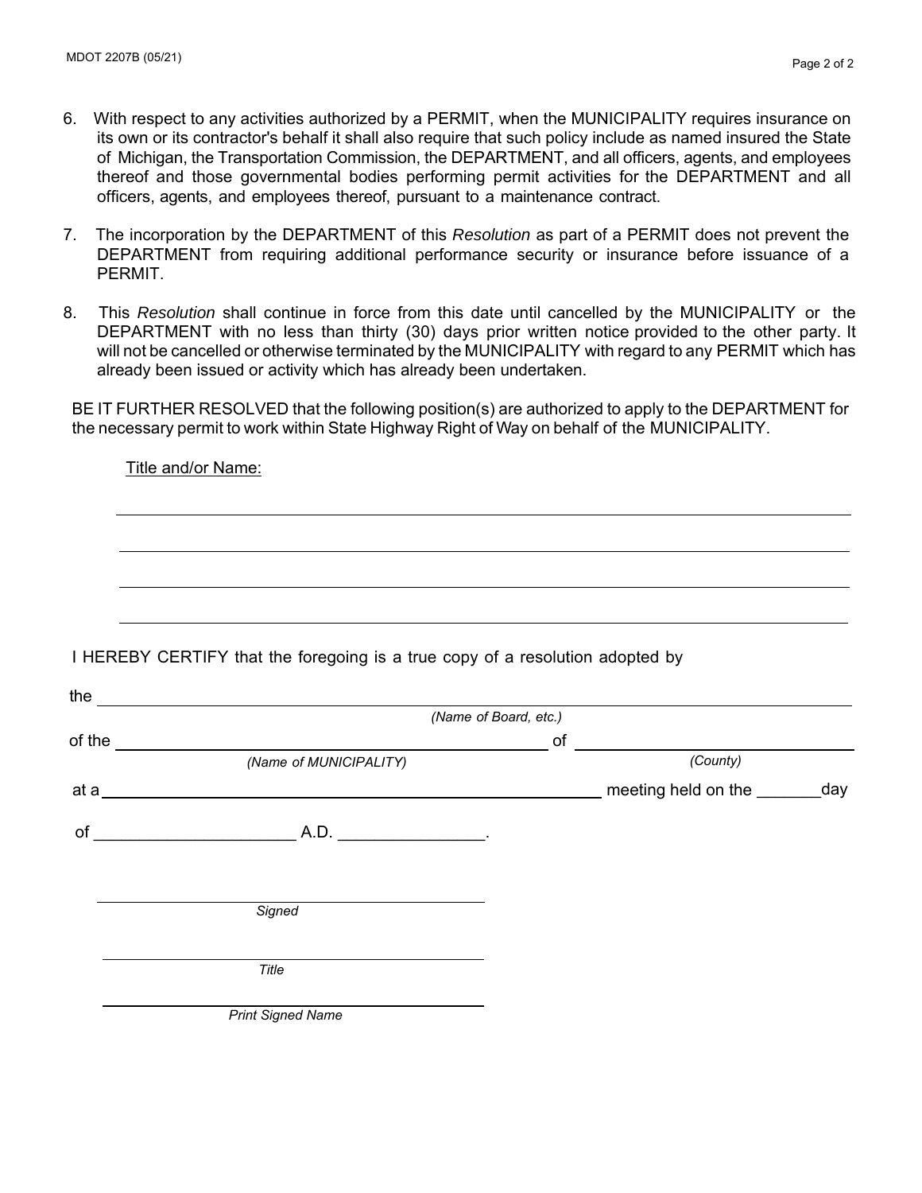6. With respect to any activities authorized by a PERMIT, when the MUNICIPALITY requires insurance on its own or its contractor's behalf it shall also require that such policy include as named insured the State of Michigan, the Transportation Commission, the DEPARTMENT, and all officers, agents, and employees thereof and those governmental bodies performing permit activities for the DEPARTMENT and all officers, agents, and employees thereof, pursuant to a maintenance contract.

7. The incorporation by the DEPARTMENT of this *Resolution* as part of a PERMIT does not prevent the DEPARTMENT from requiring additional performance security or insurance before issuance of a PERMIT.

8. This *Resolution* shall continue in force from this date until cancelled by the MUNICIPALITY or the DEPARTMENT with no less than thirty (30) days prior written notice provided to the other party. It will not be cancelled or otherwise terminated by the MUNICIPALITY with regard to any PERMIT which has already been issued or activity which has already been undertaken.

BE IT FURTHER RESOLVED that the following position(s) are authorized to apply to the DEPARTMENT for the necessary permit to work within State Highway Right of Way on behalf of the MUNICIPALITY.

Title and/or Name:

______________________________________________

______________________________________________

______________________________________________

______________________________________________

I HEREBY CERTIFY that the foregoing is a true copy of a resolution adopted by

the ______________________________________________
*(Name of Board, etc.)*

of the ______________________________ of ______________________
*(Name of MUNICIPALITY)* *(County)*

at a ______________________________ meeting held on the _______day

of ____________________ A.D. _______________.

______________________________
*Signed*

______________________________
*Title*

______________________________
*Print Signed Name*